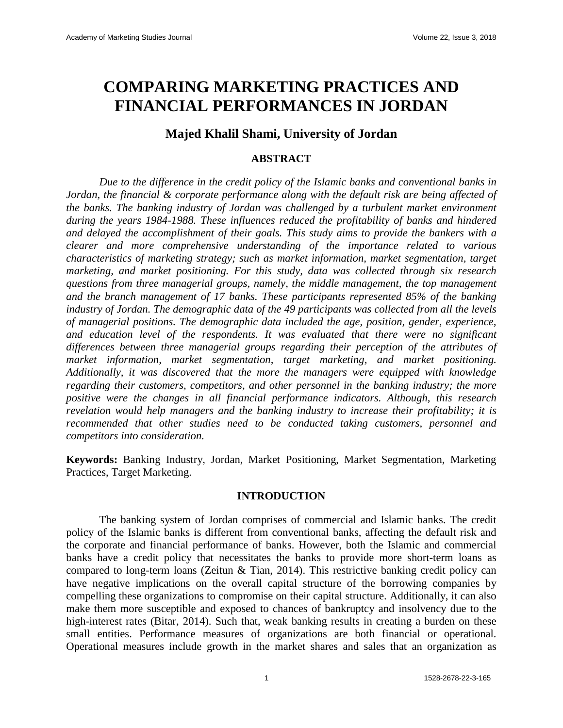# COMPARING MARKETING PRACTICES AND FINANCIAL PERFORMANCES IN JORDAN

## Majed Khalil Shami, University of Jordan

### ABSTRACT

*Due to the difference in the credit policy of the Islamic banks and conventional banks in Jordan, the financial & corporate performance along with the default risk are being affected of the banks. The banking industry of Jordan was challenged by a turbulent market environment during the years 1984-1988. These influences reduced the profitability of banks and hindered and delayed the accomplishment of their goals. This study aims to provide the bankers with a clearer and more comprehensive understanding of the importance related to various characteristics of marketing strategy; such as market information, market segmentation, target marketing, and market positioning. For this study, data was collected through six research questions from three managerial groups, namely, the middle management, the top management and the branch management of 17 banks. These participants represented 85% of the banking industry of Jordan. The demographic data of the 49 participants was collected from all the levels of managerial positions. The demographic data included the age, position, gender, experience, and education level of the respondents. It was evaluated that there were no significant differences between three managerial groups regarding their perception of the attributes of market information, market segmentation, target marketing, and market positioning. Additionally, it was discovered that the more the managers were equipped with knowledge regarding their customers, competitors, and other personnel in the banking industry; the more positive were the changes in all financial performance indicators. Although, this research revelation would help managers and the banking industry to increase their profitability; it is recommended that other studies need to be conducted taking customers, personnel and competitors into consideration.*

**Keywords:** Banking Industry, Jordan, Market Positioning, Market Segmentation, Marketing Practices, Target Marketing.

### INTRODUCTION

The banking system of Jordan comprises of commercial and Islamic banks. The credit policy of the Islamic banks is different from conventional banks, affecting the default risk and the corporate and financial performance of banks. However, both the Islamic and commercial banks have a credit policy that necessitates the banks to provide more short-term loans as compared to long-term loans (Zeitun & Tian, 2014). This restrictive banking credit policy can have negative implications on the overall capital structure of the borrowing companies by compelling these organizations to compromise on their capital structure. Additionally, it can also make them more susceptible and exposed to chances of bankruptcy and insolvency due to the high-interest rates (Bitar, 2014). Such that, weak banking results in creating a burden on these small entities. Performance measures of organizations are both financial or operational. Operational measures include growth in the market shares and sales that an organization as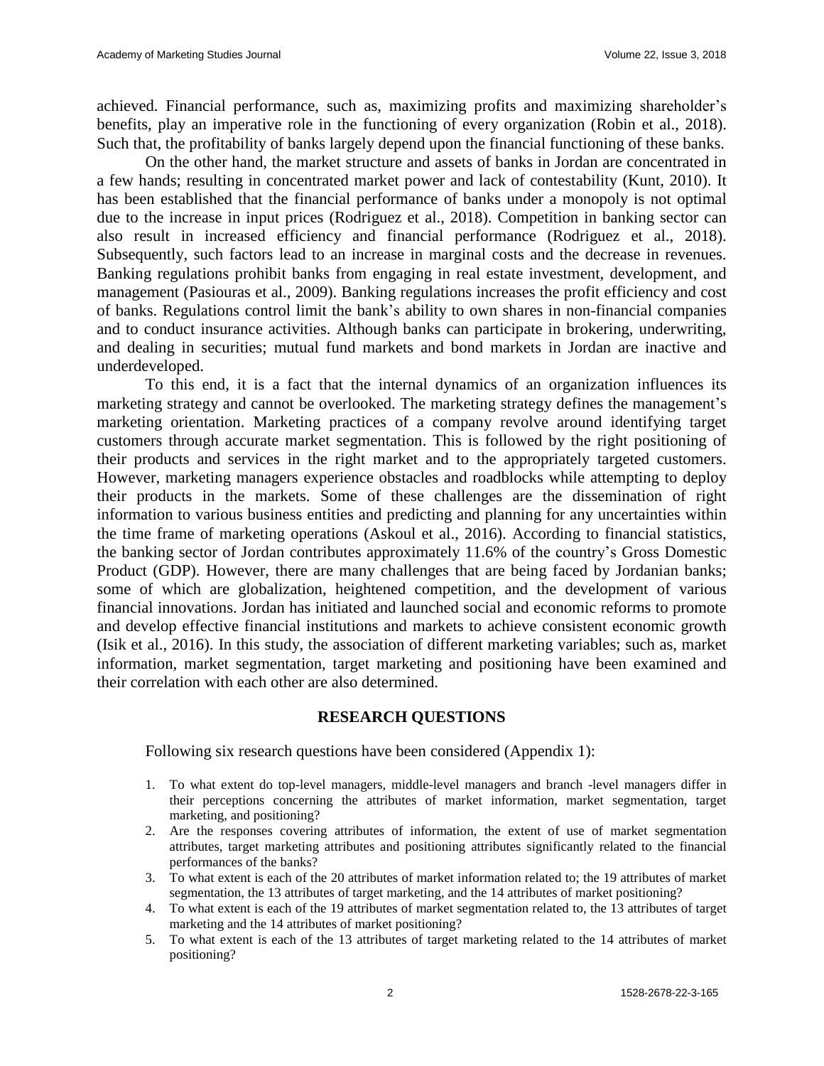achieved. Financial performance, such as, maximizing profits and maximizing shareholder's benefits, play an imperative role in the functioning of every organization (Robin et al., 2018). Such that, the profitability of banks largely depend upon the financial functioning of these banks.

On the other hand, the market structure and assets of banks in Jordan are concentrated in a few hands; resulting in concentrated market power and lack of contestability (Kunt, 2010). It has been established that the financial performance of banks under a monopoly is not optimal due to the increase in input prices (Rodriguez et al., 2018). Competition in banking sector can also result in increased efficiency and financial performance (Rodriguez et al., 2018). Subsequently, such factors lead to an increase in marginal costs and the decrease in revenues. Banking regulations prohibit banks from engaging in real estate investment, development, and management (Pasiouras et al., 2009). Banking regulations increases the profit efficiency and cost of banks. Regulations control limit the bank's ability to own shares in non-financial companies and to conduct insurance activities. Although banks can participate in brokering, underwriting, and dealing in securities; mutual fund markets and bond markets in Jordan are inactive and underdeveloped.

To this end, it is a fact that the internal dynamics of an organization influences its marketing strategy and cannot be overlooked. The marketing strategy defines the management's marketing orientation. Marketing practices of a company revolve around identifying target customers through accurate market segmentation. This is followed by the right positioning of their products and services in the right market and to the appropriately targeted customers. However, marketing managers experience obstacles and roadblocks while attempting to deploy their products in the markets. Some of these challenges are the dissemination of right information to various business entities and predicting and planning for any uncertainties within the time frame of marketing operations (Askoul et al., 2016). According to financial statistics, the banking sector of Jordan contributes approximately 11.6% of the country's Gross Domestic Product (GDP). However, there are many challenges that are being faced by Jordanian banks; some of which are globalization, heightened competition, and the development of various financial innovations. Jordan has initiated and launched social and economic reforms to promote and develop effective financial institutions and markets to achieve consistent economic growth (Isik et al., 2016). In this study, the association of different marketing variables; such as, market information, market segmentation, target marketing and positioning have been examined and their correlation with each other are also determined.

## RESEARCH QUESTIONS

Following six research questions have been considered (Appendix 1):

1. To what extent do top-level managers, middle-level managers and branch -level managers differ in their perceptions concerning the attributes of market information, market segmentation, target marketing, and positioning?
2. Are the responses covering attributes of information, the extent of use of market segmentation attributes, target marketing attributes and positioning attributes significantly related to the financial performances of the banks?
3. To what extent is each of the 20 attributes of market information related to; the 19 attributes of market segmentation, the 13 attributes of target marketing, and the 14 attributes of market positioning?
4. To what extent is each of the 19 attributes of market segmentation related to, the 13 attributes of target marketing and the 14 attributes of market positioning?
5. To what extent is each of the 13 attributes of target marketing related to the 14 attributes of market positioning?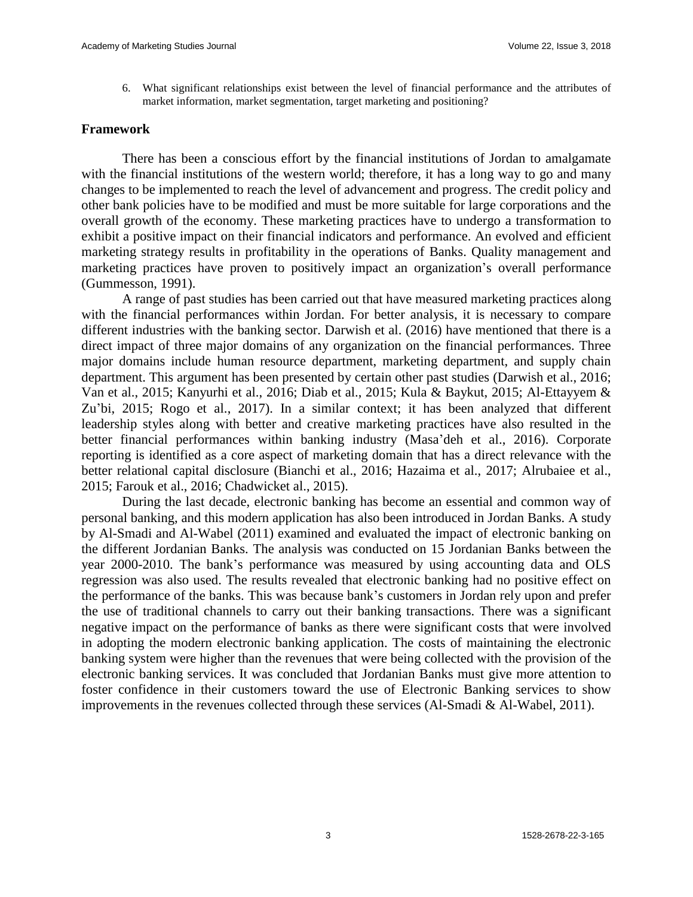6. What significant relationships exist between the level of financial performance and the attributes of market information, market segmentation, target marketing and positioning?

## Framework

There has been a conscious effort by the financial institutions of Jordan to amalgamate with the financial institutions of the western world; therefore, it has a long way to go and many changes to be implemented to reach the level of advancement and progress. The credit policy and other bank policies have to be modified and must be more suitable for large corporations and the overall growth of the economy. These marketing practices have to undergo a transformation to exhibit a positive impact on their financial indicators and performance. An evolved and efficient marketing strategy results in profitability in the operations of Banks. Quality management and marketing practices have proven to positively impact an organization's overall performance (Gummesson, 1991).

A range of past studies has been carried out that have measured marketing practices along with the financial performances within Jordan. For better analysis, it is necessary to compare different industries with the banking sector. Darwish et al. (2016) have mentioned that there is a direct impact of three major domains of any organization on the financial performances. Three major domains include human resource department, marketing department, and supply chain department. This argument has been presented by certain other past studies (Darwish et al., 2016; Van et al., 2015; Kanyurhi et al., 2016; Diab et al., 2015; Kula & Baykut, 2015; Al-Ettayyem & Zu'bi, 2015; Rogo et al., 2017). In a similar context; it has been analyzed that different leadership styles along with better and creative marketing practices have also resulted in the better financial performances within banking industry (Masa'deh et al., 2016). Corporate reporting is identified as a core aspect of marketing domain that has a direct relevance with the better relational capital disclosure (Bianchi et al., 2016; Hazaima et al., 2017; Alrubaiee et al., 2015; Farouk et al., 2016; Chadwicket al., 2015).

During the last decade, electronic banking has become an essential and common way of personal banking, and this modern application has also been introduced in Jordan Banks. A study by Al-Smadi and Al-Wabel (2011) examined and evaluated the impact of electronic banking on the different Jordanian Banks. The analysis was conducted on 15 Jordanian Banks between the year 2000-2010. The bank's performance was measured by using accounting data and OLS regression was also used. The results revealed that electronic banking had no positive effect on the performance of the banks. This was because bank's customers in Jordan rely upon and prefer the use of traditional channels to carry out their banking transactions. There was a significant negative impact on the performance of banks as there were significant costs that were involved in adopting the modern electronic banking application. The costs of maintaining the electronic banking system were higher than the revenues that were being collected with the provision of the electronic banking services. It was concluded that Jordanian Banks must give more attention to foster confidence in their customers toward the use of Electronic Banking services to show improvements in the revenues collected through these services (Al-Smadi & Al-Wabel, 2011).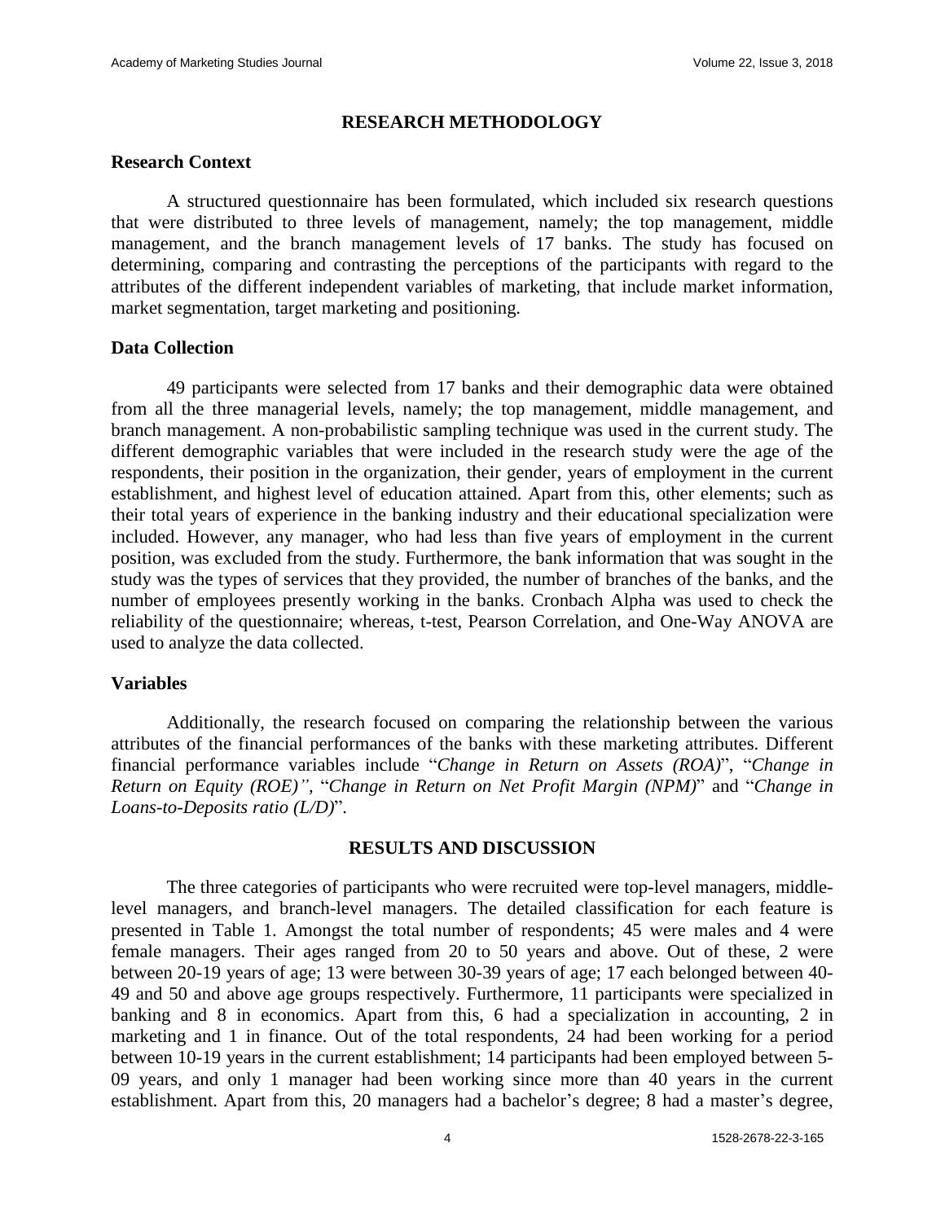## RESEARCH METHODOLOGY

### Research Context

A structured questionnaire has been formulated, which included six research questions that were distributed to three levels of management, namely; the top management, middle management, and the branch management levels of 17 banks. The study has focused on determining, comparing and contrasting the perceptions of the participants with regard to the attributes of the different independent variables of marketing, that include market information, market segmentation, target marketing and positioning.

### Data Collection

49 participants were selected from 17 banks and their demographic data were obtained from all the three managerial levels, namely; the top management, middle management, and branch management. A non-probabilistic sampling technique was used in the current study. The different demographic variables that were included in the research study were the age of the respondents, their position in the organization, their gender, years of employment in the current establishment, and highest level of education attained. Apart from this, other elements; such as their total years of experience in the banking industry and their educational specialization were included. However, any manager, who had less than five years of employment in the current position, was excluded from the study. Furthermore, the bank information that was sought in the study was the types of services that they provided, the number of branches of the banks, and the number of employees presently working in the banks. Cronbach Alpha was used to check the reliability of the questionnaire; whereas, t-test, Pearson Correlation, and One-Way ANOVA are used to analyze the data collected.

### Variables

Additionally, the research focused on comparing the relationship between the various attributes of the financial performances of the banks with these marketing attributes. Different financial performance variables include "*Change in Return on Assets (ROA)*", "*Change in Return on Equity (ROE)",* "*Change in Return on Net Profit Margin (NPM)*" and "*Change in Loans-to-Deposits ratio (L/D)*".

## RESULTS AND DISCUSSION

The three categories of participants who were recruited were top-level managers, middle-level managers, and branch-level managers. The detailed classification for each feature is presented in Table 1. Amongst the total number of respondents; 45 were males and 4 were female managers. Their ages ranged from 20 to 50 years and above. Out of these, 2 were between 20-19 years of age; 13 were between 30-39 years of age; 17 each belonged between 40-49 and 50 and above age groups respectively. Furthermore, 11 participants were specialized in banking and 8 in economics. Apart from this, 6 had a specialization in accounting, 2 in marketing and 1 in finance. Out of the total respondents, 24 had been working for a period between 10-19 years in the current establishment; 14 participants had been employed between 5-09 years, and only 1 manager had been working since more than 40 years in the current establishment. Apart from this, 20 managers had a bachelor's degree; 8 had a master's degree,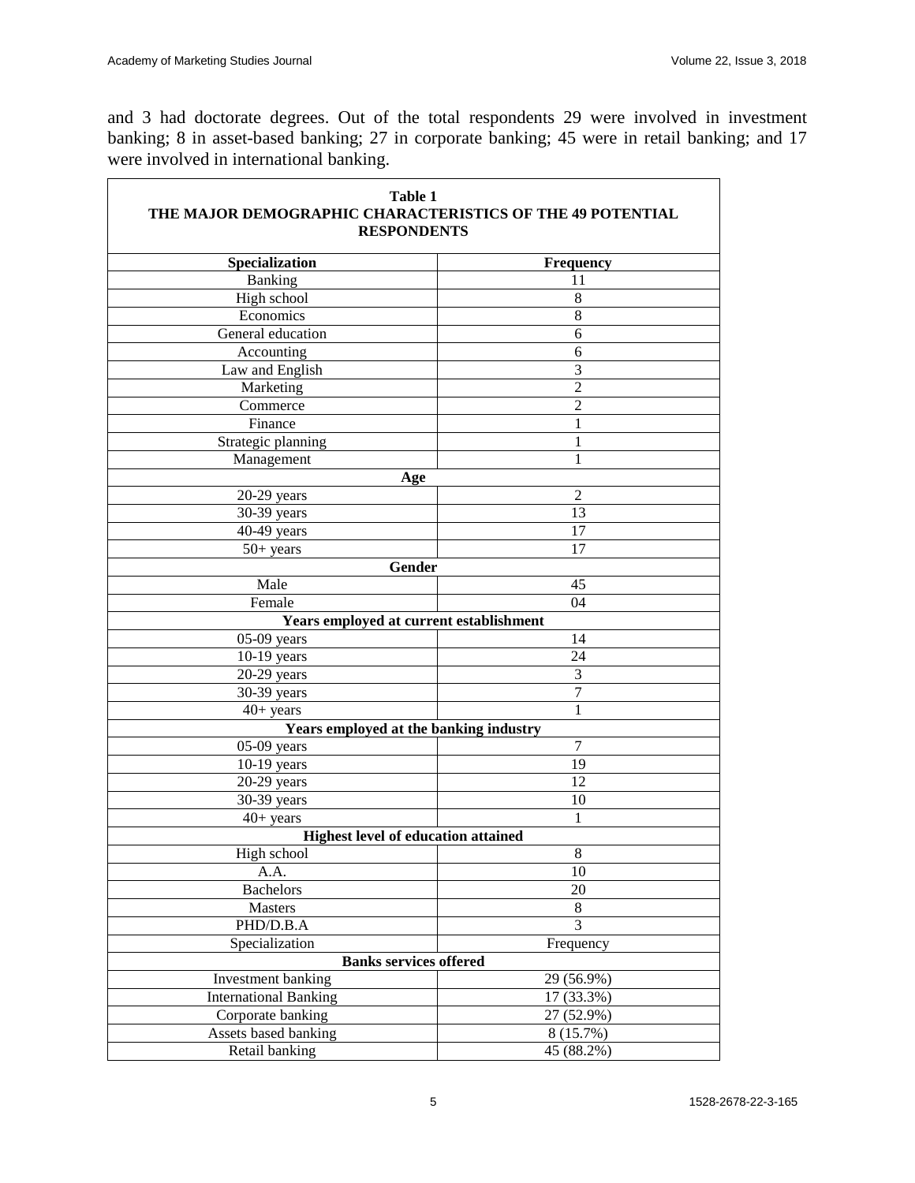and 3 had doctorate degrees. Out of the total respondents 29 were involved in investment banking; 8 in asset-based banking; 27 in corporate banking; 45 were in retail banking; and 17 were involved in international banking.

**Table 1**
**THE MAJOR DEMOGRAPHIC CHARACTERISTICS OF THE 49 POTENTIAL RESPONDENTS**

| Specialization | Frequency |
|---|---|
| Banking | 11 |
| High school | 8 |
| Economics | 8 |
| General education | 6 |
| Accounting | 6 |
| Law and English | 3 |
| Marketing | 2 |
| Commerce | 2 |
| Finance | 1 |
| Strategic planning | 1 |
| Management | 1 |
| **Age** | |
| 20-29 years | 2 |
| 30-39 years | 13 |
| 40-49 years | 17 |
| 50+ years | 17 |
| **Gender** | |
| Male | 45 |
| Female | 04 |
| **Years employed at current establishment** | |
| 05-09 years | 14 |
| 10-19 years | 24 |
| 20-29 years | 3 |
| 30-39 years | 7 |
| 40+ years | 1 |
| **Years employed at the banking industry** | |
| 05-09 years | 7 |
| 10-19 years | 19 |
| 20-29 years | 12 |
| 30-39 years | 10 |
| 40+ years | 1 |
| **Highest level of education attained** | |
| High school | 8 |
| A.A. | 10 |
| Bachelors | 20 |
| Masters | 8 |
| PHD/D.B.A | 3 |
| Specialization | Frequency |
| **Banks services offered** | |
| Investment banking | 29 (56.9%) |
| International Banking | 17 (33.3%) |
| Corporate banking | 27 (52.9%) |
| Assets based banking | 8 (15.7%) |
| Retail banking | 45 (88.2%) |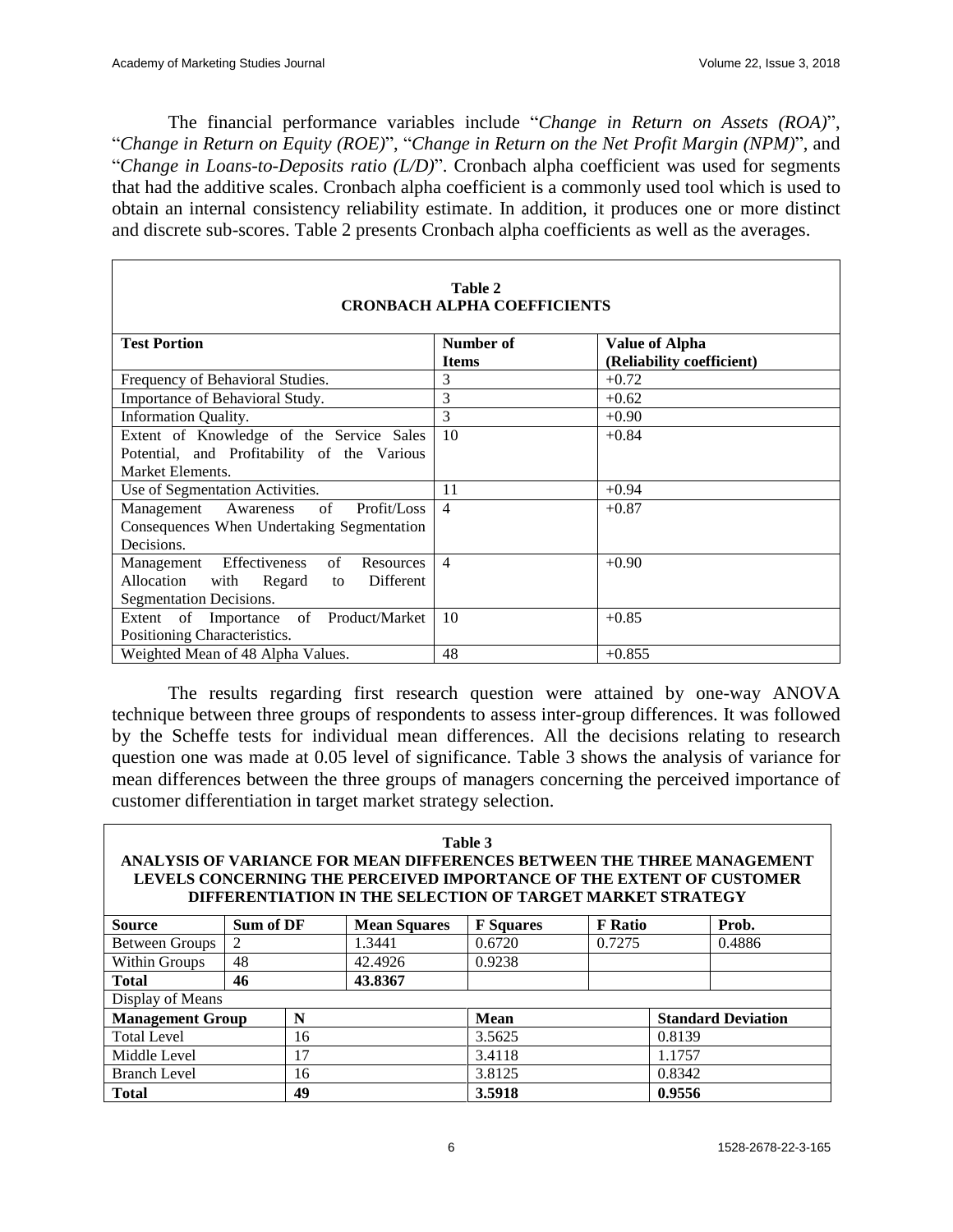The financial performance variables include "*Change in Return on Assets (ROA)*", "*Change in Return on Equity (ROE)*", "*Change in Return on the Net Profit Margin (NPM)*", and "*Change in Loans-to-Deposits ratio (L/D)*". Cronbach alpha coefficient was used for segments that had the additive scales. Cronbach alpha coefficient is a commonly used tool which is used to obtain an internal consistency reliability estimate. In addition, it produces one or more distinct and discrete sub-scores. Table 2 presents Cronbach alpha coefficients as well as the averages.

**Table 2**
**CRONBACH ALPHA COEFFICIENTS**

| Test Portion | Number of Items | Value of Alpha (Reliability coefficient) |
|---|---|---|
| Frequency of Behavioral Studies. | 3 | +0.72 |
| Importance of Behavioral Study. | 3 | +0.62 |
| Information Quality. | 3 | +0.90 |
| Extent of Knowledge of the Service Sales Potential, and Profitability of the Various Market Elements. | 10 | +0.84 |
| Use of Segmentation Activities. | 11 | +0.94 |
| Management Awareness of Profit/Loss Consequences When Undertaking Segmentation Decisions. | 4 | +0.87 |
| Management Effectiveness of Resources Allocation with Regard to Different Segmentation Decisions. | 4 | +0.90 |
| Extent of Importance of Product/Market Positioning Characteristics. | 10 | +0.85 |
| Weighted Mean of 48 Alpha Values. | 48 | +0.855 |

The results regarding first research question were attained by one-way ANOVA technique between three groups of respondents to assess inter-group differences. It was followed by the Scheffe tests for individual mean differences. All the decisions relating to research question one was made at 0.05 level of significance. Table 3 shows the analysis of variance for mean differences between the three groups of managers concerning the perceived importance of customer differentiation in target market strategy selection.

**Table 3**
**ANALYSIS OF VARIANCE FOR MEAN DIFFERENCES BETWEEN THE THREE MANAGEMENT LEVELS CONCERNING THE PERCEIVED IMPORTANCE OF THE EXTENT OF CUSTOMER DIFFERENTIATION IN THE SELECTION OF TARGET MARKET STRATEGY**

| Source | Sum of DF | Mean Squares | F Squares | F Ratio | Prob. |
|---|---|---|---|---|---|
| Between Groups | 2 | 1.3441 | 0.6720 | 0.7275 | 0.4886 |
| Within Groups | 48 | 42.4926 | 0.9238 | | |
| **Total** | **46** | **43.8367** | | | |

Display of Means

| Management Group | N | Mean | Standard Deviation |
|---|---|---|---|
| Total Level | 16 | 3.5625 | 0.8139 |
| Middle Level | 17 | 3.4118 | 1.1757 |
| Branch Level | 16 | 3.8125 | 0.8342 |
| **Total** | **49** | **3.5918** | **0.9556** |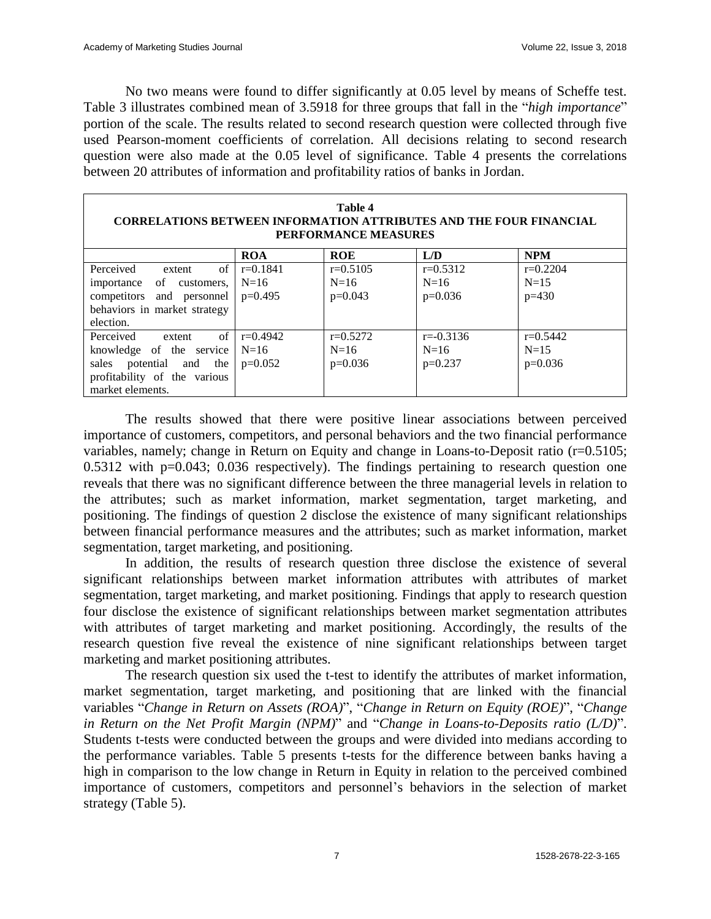No two means were found to differ significantly at 0.05 level by means of Scheffe test. Table 3 illustrates combined mean of 3.5918 for three groups that fall in the "*high importance*" portion of the scale. The results related to second research question were collected through five used Pearson-moment coefficients of correlation. All decisions relating to second research question were also made at the 0.05 level of significance. Table 4 presents the correlations between 20 attributes of information and profitability ratios of banks in Jordan.

**Table 4**
**CORRELATIONS BETWEEN INFORMATION ATTRIBUTES AND THE FOUR FINANCIAL PERFORMANCE MEASURES**

| | ROA | ROE | L/D | NPM |
|---|---|---|---|---|
| Perceived extent of importance of customers, competitors and personnel behaviors in market strategy election. | r=0.1841<br>N=16<br>p=0.495 | r=0.5105<br>N=16<br>p=0.043 | r=0.5312<br>N=16<br>p=0.036 | r=0.2204<br>N=15<br>p=430 |
| Perceived extent of knowledge of the service sales potential and the profitability of the various market elements. | r=0.4942<br>N=16<br>p=0.052 | r=0.5272<br>N=16<br>p=0.036 | r=-0.3136<br>N=16<br>p=0.237 | r=0.5442<br>N=15<br>p=0.036 |

The results showed that there were positive linear associations between perceived importance of customers, competitors, and personal behaviors and the two financial performance variables, namely; change in Return on Equity and change in Loans-to-Deposit ratio (r=0.5105; 0.5312 with p=0.043; 0.036 respectively). The findings pertaining to research question one reveals that there was no significant difference between the three managerial levels in relation to the attributes; such as market information, market segmentation, target marketing, and positioning. The findings of question 2 disclose the existence of many significant relationships between financial performance measures and the attributes; such as market information, market segmentation, target marketing, and positioning.

In addition, the results of research question three disclose the existence of several significant relationships between market information attributes with attributes of market segmentation, target marketing, and market positioning. Findings that apply to research question four disclose the existence of significant relationships between market segmentation attributes with attributes of target marketing and market positioning. Accordingly, the results of the research question five reveal the existence of nine significant relationships between target marketing and market positioning attributes.

The research question six used the t-test to identify the attributes of market information, market segmentation, target marketing, and positioning that are linked with the financial variables "*Change in Return on Assets (ROA)*", "*Change in Return on Equity (ROE)*", "*Change in Return on the Net Profit Margin (NPM)*" and "*Change in Loans-to-Deposits ratio (L/D)*". Students t-tests were conducted between the groups and were divided into medians according to the performance variables. Table 5 presents t-tests for the difference between banks having a high in comparison to the low change in Return in Equity in relation to the perceived combined importance of customers, competitors and personnel's behaviors in the selection of market strategy (Table 5).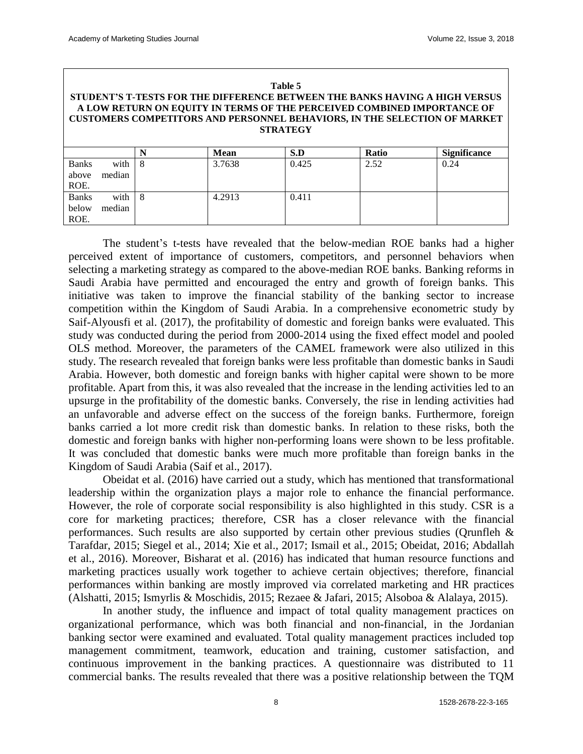**Table 5**
**STUDENT'S T-TESTS FOR THE DIFFERENCE BETWEEN THE BANKS HAVING A HIGH VERSUS A LOW RETURN ON EQUITY IN TERMS OF THE PERCEIVED COMBINED IMPORTANCE OF CUSTOMERS COMPETITORS AND PERSONNEL BEHAVIORS, IN THE SELECTION OF MARKET STRATEGY**

| | N | Mean | S.D | Ratio | Significance |
|---|---|---|---|---|---|
| Banks with above median ROE. | 8 | 3.7638 | 0.425 | 2.52 | 0.24 |
| Banks with below median ROE. | 8 | 4.2913 | 0.411 | | |

The student's t-tests have revealed that the below-median ROE banks had a higher perceived extent of importance of customers, competitors, and personnel behaviors when selecting a marketing strategy as compared to the above-median ROE banks. Banking reforms in Saudi Arabia have permitted and encouraged the entry and growth of foreign banks. This initiative was taken to improve the financial stability of the banking sector to increase competition within the Kingdom of Saudi Arabia. In a comprehensive econometric study by Saif-Alyousfi et al. (2017), the profitability of domestic and foreign banks were evaluated. This study was conducted during the period from 2000-2014 using the fixed effect model and pooled OLS method. Moreover, the parameters of the CAMEL framework were also utilized in this study. The research revealed that foreign banks were less profitable than domestic banks in Saudi Arabia. However, both domestic and foreign banks with higher capital were shown to be more profitable. Apart from this, it was also revealed that the increase in the lending activities led to an upsurge in the profitability of the domestic banks. Conversely, the rise in lending activities had an unfavorable and adverse effect on the success of the foreign banks. Furthermore, foreign banks carried a lot more credit risk than domestic banks. In relation to these risks, both the domestic and foreign banks with higher non-performing loans were shown to be less profitable. It was concluded that domestic banks were much more profitable than foreign banks in the Kingdom of Saudi Arabia (Saif et al., 2017).

Obeidat et al. (2016) have carried out a study, which has mentioned that transformational leadership within the organization plays a major role to enhance the financial performance. However, the role of corporate social responsibility is also highlighted in this study. CSR is a core for marketing practices; therefore, CSR has a closer relevance with the financial performances. Such results are also supported by certain other previous studies (Qrunfleh & Tarafdar, 2015; Siegel et al., 2014; Xie et al., 2017; Ismail et al., 2015; Obeidat, 2016; Abdallah et al., 2016). Moreover, Bisharat et al. (2016) has indicated that human resource functions and marketing practices usually work together to achieve certain objectives; therefore, financial performances within banking are mostly improved via correlated marketing and HR practices (Alshatti, 2015; Ismyrlis & Moschidis, 2015; Rezaee & Jafari, 2015; Alsoboa & Alalaya, 2015).

In another study, the influence and impact of total quality management practices on organizational performance, which was both financial and non-financial, in the Jordanian banking sector were examined and evaluated. Total quality management practices included top management commitment, teamwork, education and training, customer satisfaction, and continuous improvement in the banking practices. A questionnaire was distributed to 11 commercial banks. The results revealed that there was a positive relationship between the TQM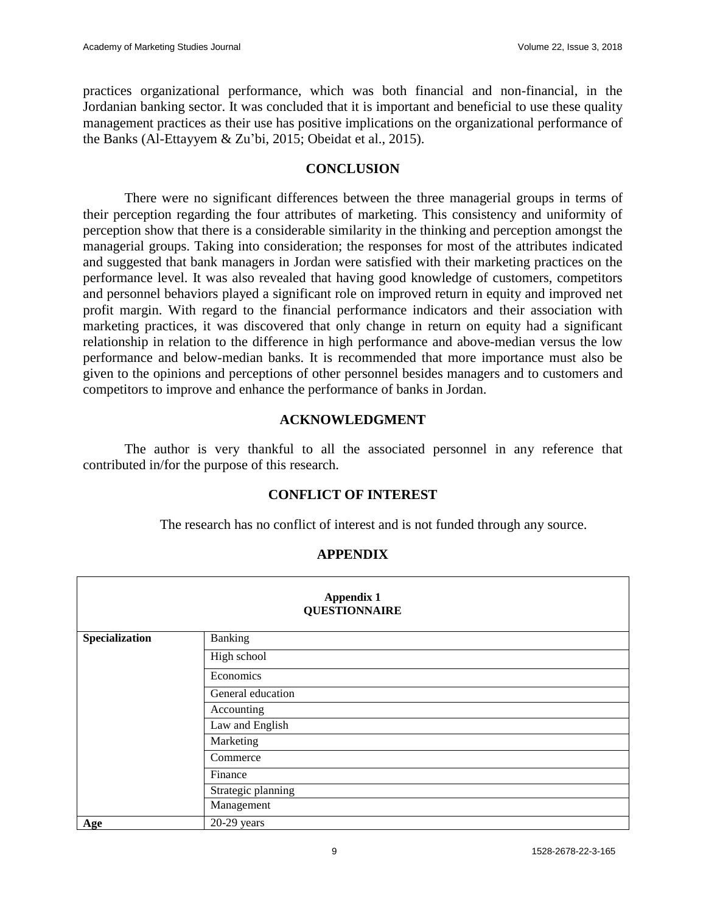practices organizational performance, which was both financial and non-financial, in the Jordanian banking sector. It was concluded that it is important and beneficial to use these quality management practices as their use has positive implications on the organizational performance of the Banks (Al-Ettayyem & Zu'bi, 2015; Obeidat et al., 2015).

## CONCLUSION

There were no significant differences between the three managerial groups in terms of their perception regarding the four attributes of marketing. This consistency and uniformity of perception show that there is a considerable similarity in the thinking and perception amongst the managerial groups. Taking into consideration; the responses for most of the attributes indicated and suggested that bank managers in Jordan were satisfied with their marketing practices on the performance level. It was also revealed that having good knowledge of customers, competitors and personnel behaviors played a significant role on improved return in equity and improved net profit margin. With regard to the financial performance indicators and their association with marketing practices, it was discovered that only change in return on equity had a significant relationship in relation to the difference in high performance and above-median versus the low performance and below-median banks. It is recommended that more importance must also be given to the opinions and perceptions of other personnel besides managers and to customers and competitors to improve and enhance the performance of banks in Jordan.

## ACKNOWLEDGMENT

The author is very thankful to all the associated personnel in any reference that contributed in/for the purpose of this research.

## CONFLICT OF INTEREST

The research has no conflict of interest and is not funded through any source.

## APPENDIX

| **Appendix 1 QUESTIONNAIRE** | |
|---|---|
| **Specialization** | Banking |
| | High school |
| | Economics |
| | General education |
| | Accounting |
| | Law and English |
| | Marketing |
| | Commerce |
| | Finance |
| | Strategic planning |
| | Management |
| **Age** | 20-29 years |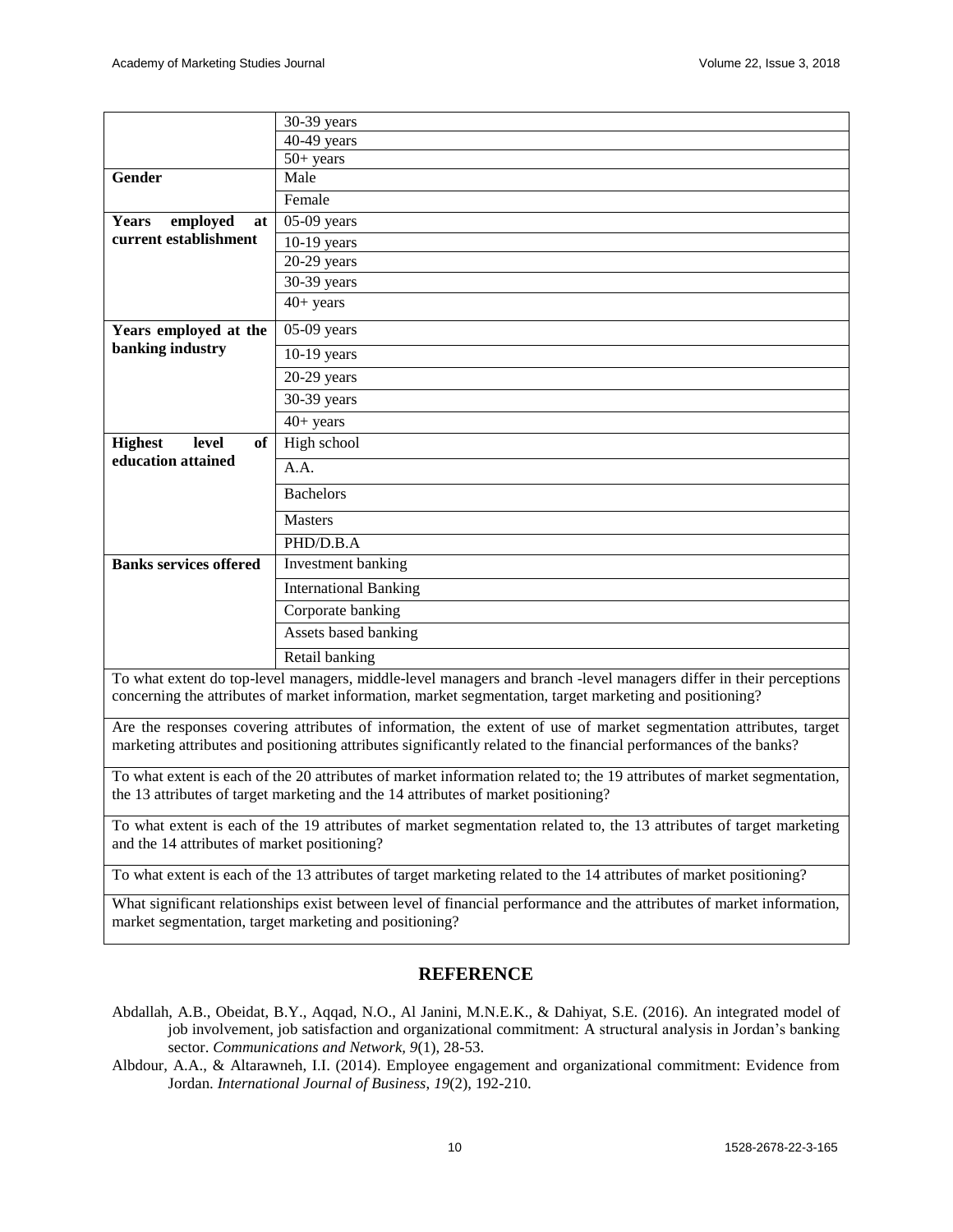| | |
|---|---|
| | 30-39 years |
| | 40-49 years |
| | 50+ years |
| **Gender** | Male |
| | Female |
| **Years employed at current establishment** | 05-09 years |
| | 10-19 years |
| | 20-29 years |
| | 30-39 years |
| | 40+ years |
| **Years employed at the banking industry** | 05-09 years |
| | 10-19 years |
| | 20-29 years |
| | 30-39 years |
| | 40+ years |
| **Highest level of education attained** | High school |
| | A.A. |
| | Bachelors |
| | Masters |
| | PHD/D.B.A |
| **Banks services offered** | Investment banking |
| | International Banking |
| | Corporate banking |
| | Assets based banking |
| | Retail banking |
| To what extent do top-level managers, middle-level managers and branch -level managers differ in their perceptions concerning the attributes of market information, market segmentation, target marketing and positioning? | |
| Are the responses covering attributes of information, the extent of use of market segmentation attributes, target marketing attributes and positioning attributes significantly related to the financial performances of the banks? | |
| To what extent is each of the 20 attributes of market information related to; the 19 attributes of market segmentation, the 13 attributes of target marketing and the 14 attributes of market positioning? | |
| To what extent is each of the 19 attributes of market segmentation related to, the 13 attributes of target marketing and the 14 attributes of market positioning? | |
| To what extent is each of the 13 attributes of target marketing related to the 14 attributes of market positioning? | |
| What significant relationships exist between level of financial performance and the attributes of market information, market segmentation, target marketing and positioning? | |

## REFERENCE

Abdallah, A.B., Obeidat, B.Y., Aqqad, N.O., Al Janini, M.N.E.K., & Dahiyat, S.E. (2016). An integrated model of job involvement, job satisfaction and organizational commitment: A structural analysis in Jordan's banking sector. *Communications and Network, 9*(1), 28-53.

Albdour, A.A., & Altarawneh, I.I. (2014). Employee engagement and organizational commitment: Evidence from Jordan. *International Journal of Business, 19*(2), 192-210.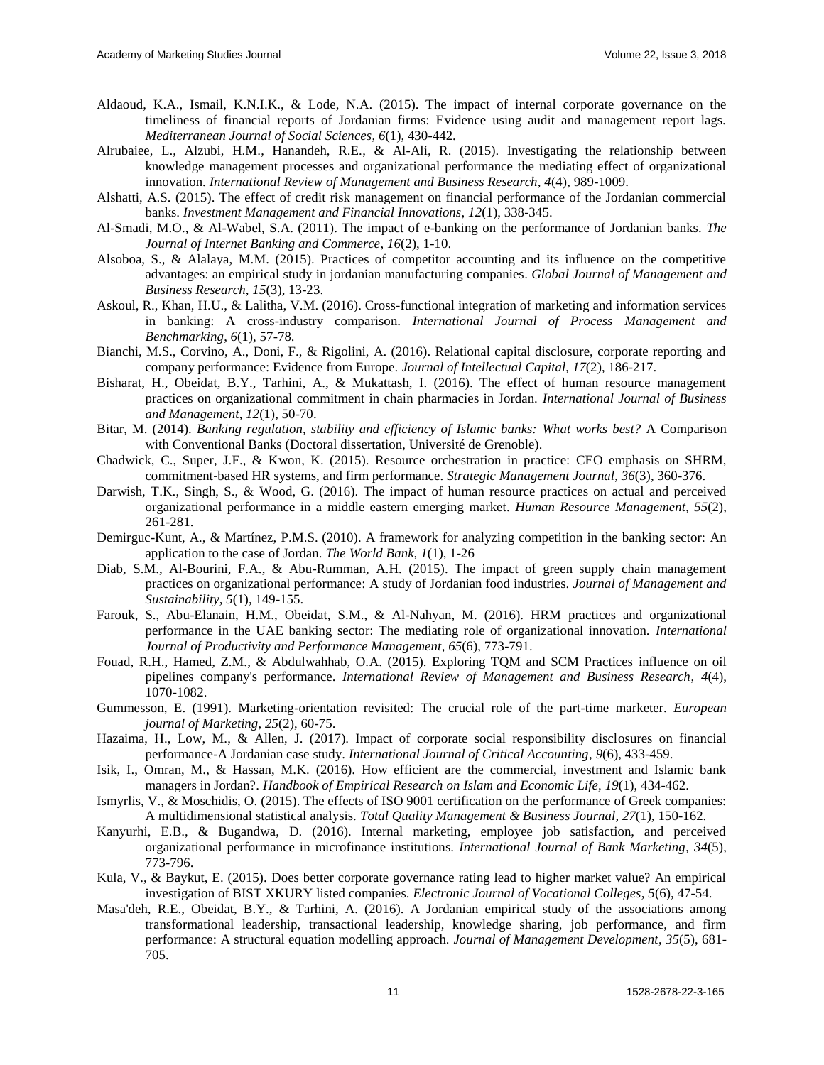Aldaoud, K.A., Ismail, K.N.I.K., & Lode, N.A. (2015). The impact of internal corporate governance on the timeliness of financial reports of Jordanian firms: Evidence using audit and management report lags. *Mediterranean Journal of Social Sciences*, *6*(1), 430-442.

Alrubaiee, L., Alzubi, H.M., Hanandeh, R.E., & Al-Ali, R. (2015). Investigating the relationship between knowledge management processes and organizational performance the mediating effect of organizational innovation. *International Review of Management and Business Research*, *4*(4), 989-1009.

Alshatti, A.S. (2015). The effect of credit risk management on financial performance of the Jordanian commercial banks. *Investment Management and Financial Innovations*, *12*(1), 338-345.

Al-Smadi, M.O., & Al-Wabel, S.A. (2011). The impact of e-banking on the performance of Jordanian banks. *The Journal of Internet Banking and Commerce*, *16*(2), 1-10.

Alsoboa, S., & Alalaya, M.M. (2015). Practices of competitor accounting and its influence on the competitive advantages: an empirical study in jordanian manufacturing companies. *Global Journal of Management and Business Research*, *15*(3), 13-23.

Askoul, R., Khan, H.U., & Lalitha, V.M. (2016). Cross-functional integration of marketing and information services in banking: A cross-industry comparison. *International Journal of Process Management and Benchmarking*, *6*(1), 57-78.

Bianchi, M.S., Corvino, A., Doni, F., & Rigolini, A. (2016). Relational capital disclosure, corporate reporting and company performance: Evidence from Europe. *Journal of Intellectual Capital*, *17*(2), 186-217.

Bisharat, H., Obeidat, B.Y., Tarhini, A., & Mukattash, I. (2016). The effect of human resource management practices on organizational commitment in chain pharmacies in Jordan. *International Journal of Business and Management*, *12*(1), 50-70.

Bitar, M. (2014). *Banking regulation, stability and efficiency of Islamic banks: What works best?* A Comparison with Conventional Banks (Doctoral dissertation, Université de Grenoble).

Chadwick, C., Super, J.F., & Kwon, K. (2015). Resource orchestration in practice: CEO emphasis on SHRM, commitment-based HR systems, and firm performance. *Strategic Management Journal*, *36*(3), 360-376.

Darwish, T.K., Singh, S., & Wood, G. (2016). The impact of human resource practices on actual and perceived organizational performance in a middle eastern emerging market. *Human Resource Management*, *55*(2), 261-281.

Demirguc-Kunt, A., & Martínez, P.M.S. (2010). A framework for analyzing competition in the banking sector: An application to the case of Jordan. *The World Bank*, *1*(1), 1-26

Diab, S.M., Al-Bourini, F.A., & Abu-Rumman, A.H. (2015). The impact of green supply chain management practices on organizational performance: A study of Jordanian food industries. *Journal of Management and Sustainability*, *5*(1), 149-155.

Farouk, S., Abu-Elanain, H.M., Obeidat, S.M., & Al-Nahyan, M. (2016). HRM practices and organizational performance in the UAE banking sector: The mediating role of organizational innovation. *International Journal of Productivity and Performance Management*, *65*(6), 773-791.

Fouad, R.H., Hamed, Z.M., & Abdulwahhab, O.A. (2015). Exploring TQM and SCM Practices influence on oil pipelines company's performance. *International Review of Management and Business Research*, *4*(4), 1070-1082.

Gummesson, E. (1991). Marketing-orientation revisited: The crucial role of the part-time marketer. *European journal of Marketing*, *25*(2), 60-75.

Hazaima, H., Low, M., & Allen, J. (2017). Impact of corporate social responsibility disclosures on financial performance-A Jordanian case study. *International Journal of Critical Accounting*, *9*(6), 433-459.

Isik, I., Omran, M., & Hassan, M.K. (2016). How efficient are the commercial, investment and Islamic bank managers in Jordan?. *Handbook of Empirical Research on Islam and Economic Life*, *19*(1), 434-462.

Ismyrlis, V., & Moschidis, O. (2015). The effects of ISO 9001 certification on the performance of Greek companies: A multidimensional statistical analysis. *Total Quality Management & Business Journal*, *27*(1), 150-162.

Kanyurhi, E.B., & Bugandwa, D. (2016). Internal marketing, employee job satisfaction, and perceived organizational performance in microfinance institutions. *International Journal of Bank Marketing*, *34*(5), 773-796.

Kula, V., & Baykut, E. (2015). Does better corporate governance rating lead to higher market value? An empirical investigation of BIST XKURY listed companies. *Electronic Journal of Vocational Colleges*, *5*(6), 47-54.

Masa'deh, R.E., Obeidat, B.Y., & Tarhini, A. (2016). A Jordanian empirical study of the associations among transformational leadership, transactional leadership, knowledge sharing, job performance, and firm performance: A structural equation modelling approach. *Journal of Management Development*, *35*(5), 681-705.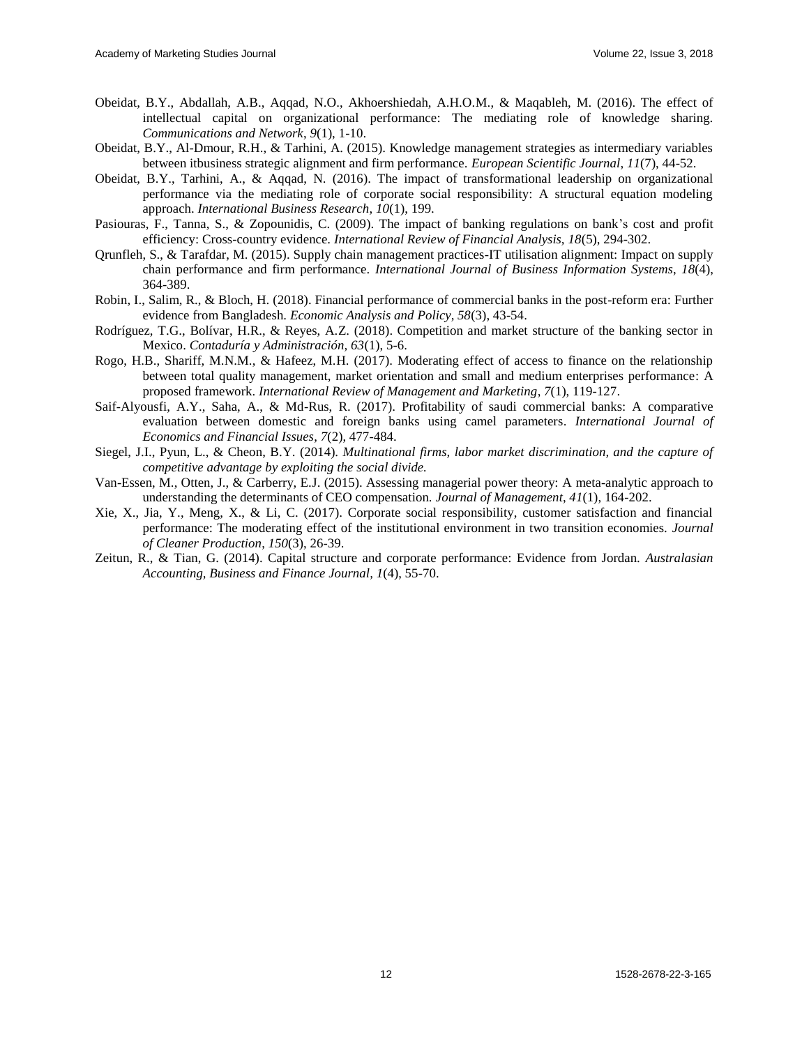Obeidat, B.Y., Abdallah, A.B., Aqqad, N.O., Akhoershiedah, A.H.O.M., & Maqableh, M. (2016). The effect of intellectual capital on organizational performance: The mediating role of knowledge sharing. *Communications and Network*, *9*(1), 1-10.

Obeidat, B.Y., Al-Dmour, R.H., & Tarhini, A. (2015). Knowledge management strategies as intermediary variables between itbusiness strategic alignment and firm performance. *European Scientific Journal*, *11*(7), 44-52.

Obeidat, B.Y., Tarhini, A., & Aqqad, N. (2016). The impact of transformational leadership on organizational performance via the mediating role of corporate social responsibility: A structural equation modeling approach. *International Business Research*, *10*(1), 199.

Pasiouras, F., Tanna, S., & Zopounidis, C. (2009). The impact of banking regulations on bank's cost and profit efficiency: Cross-country evidence. *International Review of Financial Analysis, 18*(5), 294-302.

Qrunfleh, S., & Tarafdar, M. (2015). Supply chain management practices-IT utilisation alignment: Impact on supply chain performance and firm performance. *International Journal of Business Information Systems*, *18*(4), 364-389.

Robin, I., Salim, R., & Bloch, H. (2018). Financial performance of commercial banks in the post-reform era: Further evidence from Bangladesh. *Economic Analysis and Policy, 58*(3), 43-54.

Rodríguez, T.G., Bolívar, H.R., & Reyes, A.Z. (2018). Competition and market structure of the banking sector in Mexico. *Contaduría y Administración, 63*(1), 5-6.

Rogo, H.B., Shariff, M.N.M., & Hafeez, M.H. (2017). Moderating effect of access to finance on the relationship between total quality management, market orientation and small and medium enterprises performance: A proposed framework. *International Review of Management and Marketing*, *7*(1), 119-127.

Saif-Alyousfi, A.Y., Saha, A., & Md-Rus, R. (2017). Profitability of saudi commercial banks: A comparative evaluation between domestic and foreign banks using camel parameters. *International Journal of Economics and Financial Issues, 7*(2), 477-484.

Siegel, J.I., Pyun, L., & Cheon, B.Y. (2014). *Multinational firms, labor market discrimination, and the capture of competitive advantage by exploiting the social divide.*

Van-Essen, M., Otten, J., & Carberry, E.J. (2015). Assessing managerial power theory: A meta-analytic approach to understanding the determinants of CEO compensation. *Journal of Management*, *41*(1), 164-202.

Xie, X., Jia, Y., Meng, X., & Li, C. (2017). Corporate social responsibility, customer satisfaction and financial performance: The moderating effect of the institutional environment in two transition economies. *Journal of Cleaner Production*, *150*(3), 26-39.

Zeitun, R., & Tian, G. (2014). Capital structure and corporate performance: Evidence from Jordan. *Australasian Accounting, Business and Finance Journal, 1*(4), 55-70.